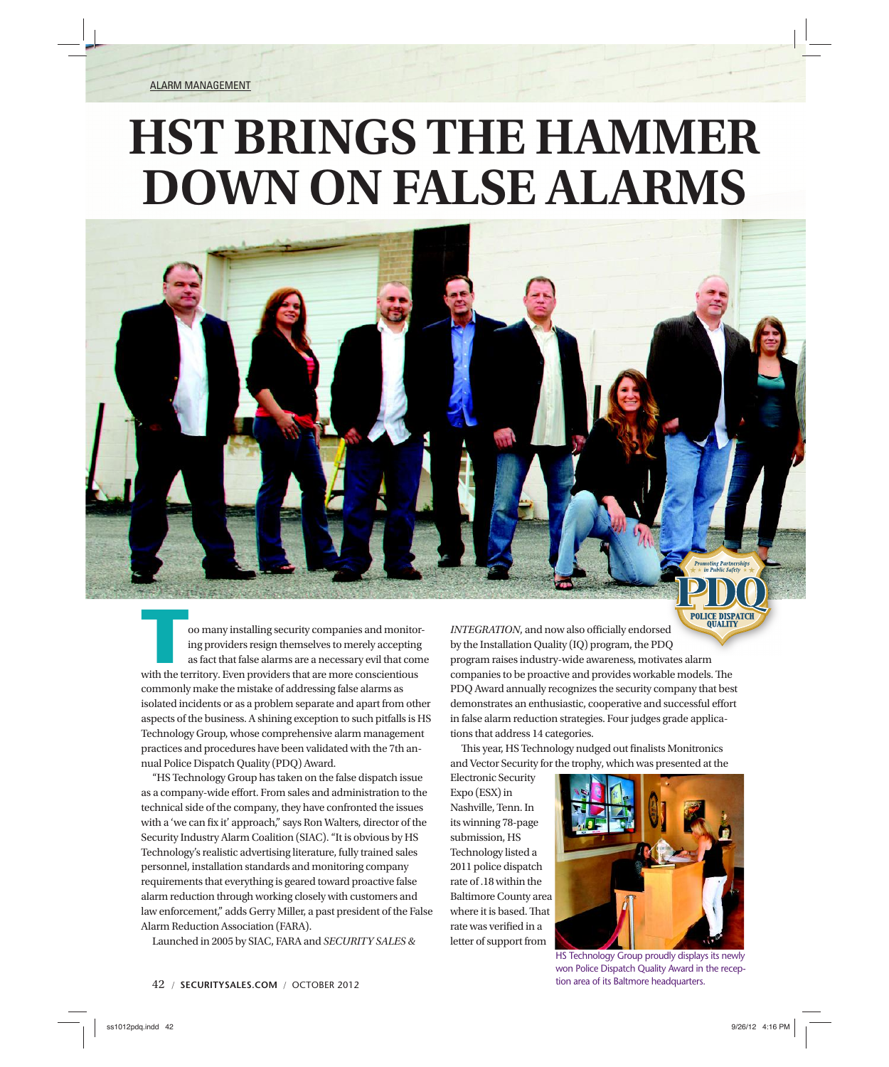ALARM MANAGEMENT

# HST BRINGS THE HAMMER DOWN ON FALSE ALARMS

Too many installing security companies and monitoring providers resign themselves to merely accepting as fact that false alarms are a necessary evil that come with the territory. Even providers that are more conscientious commonly make the mistake of addressing false alarms as isolated incidents or as a problem separate and apart from other aspects of the business. A shining exception to such pitfalls is HS Technology Group, whose comprehensive alarm management practices and procedures have been validated with the 7th annual Police Dispatch Quality (PDQ) Award.

"HS Technology Group has taken on the false dispatch issue as a company-wide effort. From sales and administration to the technical side of the company, they have confronted the issues with a 'we can fix it' approach," says Ron Walters, director of the Security Industry Alarm Coalition (SIAC). "It is obvious by HS Technology's realistic advertising literature, fully trained sales personnel, installation standards and monitoring company requirements that everything is geared toward proactive false alarm reduction through working closely with customers and law enforcement," adds Gerry Miller, a past president of the False Alarm Reduction Association (FARA).

Launched in 2005 by SIAC, FARA and *SECURITY SALES & INTEGRATION*, and now also officially endorsed by the Installation Quality (IQ) program, the PDQ program raises industry-wide awareness, motivates alarm companies to be proactive and provides workable models. The PDQ Award annually recognizes the security company that best demonstrates an enthusiastic, cooperative and successful effort in false alarm reduction strategies. Four judges grade applications that address 14 categories.

This year, HS Technology nudged out finalists Monitronics and Vector Security for the trophy, which was presented at the Electronic Security Expo (ESX) in Nashville, Tenn. In its winning 78-page submission, HS Technology listed a 2011 police dispatch rate of .18 within the Baltimore County area where it is based. That rate was verified in a letter of support from

HS Technology Group proudly displays its newly won Police Dispatch Quality Award in the reception area of its Baltmore headquarters.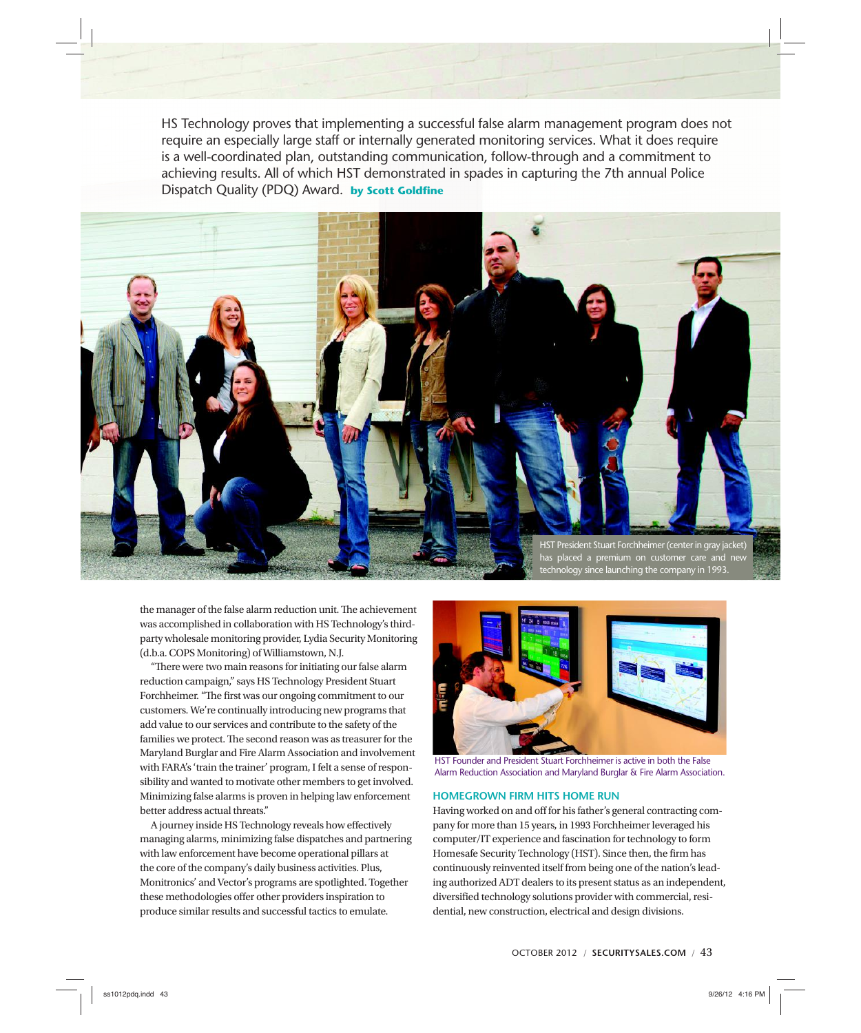HS Technology proves that implementing a successful false alarm management program does not require an especially large staff or internally generated monitoring services. What it does require is a well-coordinated plan, outstanding communication, follow-through and a commitment to achieving results. All of which HST demonstrated in spades in capturing the 7th annual Police Dispatch Quality (PDQ) Award. **by Scott Goldfine**

HST President Stuart Forchheimer (center in gray jacket) has placed a premium on customer care and new technology since launching the company in 1993.

the manager of the false alarm reduction unit. The achievement was accomplished in collaboration with HS Technology's third-party wholesale monitoring provider, Lydia Security Monitoring (d.b.a. COPS Monitoring) of Williamstown, N.J.

"There were two main reasons for initiating our false alarm reduction campaign," says HS Technology President Stuart Forchheimer. "The first was our ongoing commitment to our customers. We're continually introducing new programs that add value to our services and contribute to the safety of the families we protect. The second reason was as treasurer for the Maryland Burglar and Fire Alarm Association and involvement with FARA's 'train the trainer' program, I felt a sense of responsibility and wanted to motivate other members to get involved. Minimizing false alarms is proven in helping law enforcement better address actual threats."

A journey inside HS Technology reveals how effectively managing alarms, minimizing false dispatches and partnering with law enforcement have become operational pillars at the core of the company's daily business activities. Plus, Monitronics' and Vector's programs are spotlighted. Together these methodologies offer other providers inspiration to produce similar results and successful tactics to emulate.

HST Founder and President Stuart Forchheimer is active in both the False Alarm Reduction Association and Maryland Burglar & Fire Alarm Association.

## HOMEGROWN FIRM HITS HOME RUN

Having worked on and off for his father's general contracting company for more than 15 years, in 1993 Forchheimer leveraged his computer/IT experience and fascination for technology to form Homesafe Security Technology (HST). Since then, the firm has continuously reinvented itself from being one of the nation's leading authorized ADT dealers to its present status as an independent, diversified technology solutions provider with commercial, residential, new construction, electrical and design divisions.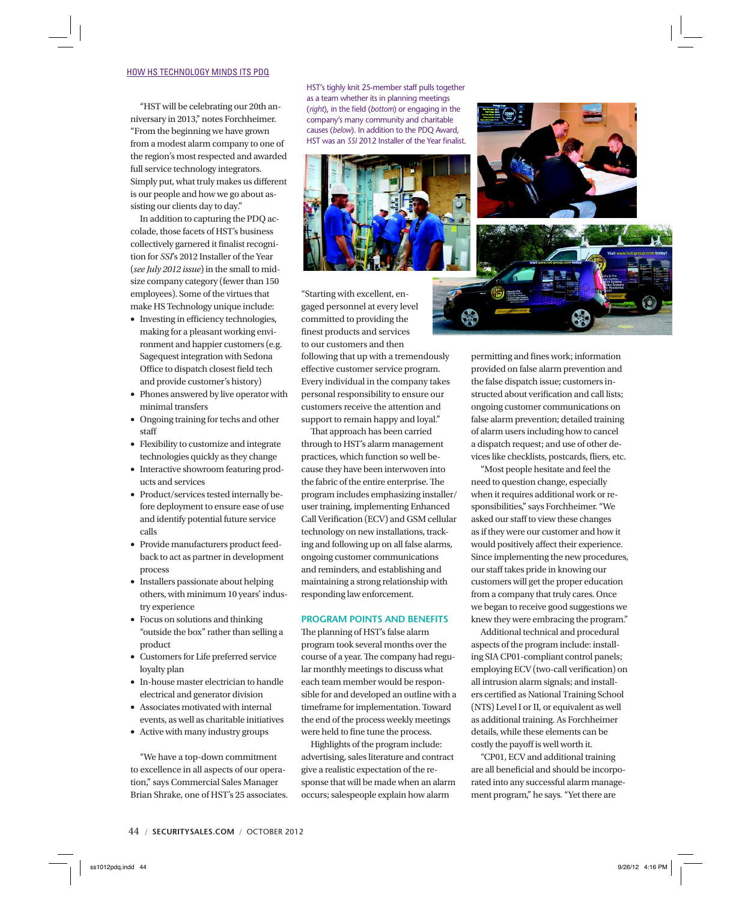"HST will be celebrating our 20th anniversary in 2013," notes Forchheimer. "From the beginning we have grown from a modest alarm company to one of the region's most respected and awarded full service technology integrators. Simply put, what truly makes us different is our people and how we go about assisting our clients day to day."

In addition to capturing the PDQ accolade, those facets of HST's business collectively garnered it finalist recognition for *SSI*'s 2012 Installer of the Year (*see July 2012 issue*) in the small to mid-size company category (fewer than 150 employees). Some of the virtues that make HS Technology unique include:

- Investing in efficiency technologies, making for a pleasant working environment and happier customers (e.g. Sagequest integration with Sedona Office to dispatch closest field tech and provide customer's history)
- Phones answered by live operator with minimal transfers
- Ongoing training for techs and other staff
- Flexibility to customize and integrate technologies quickly as they change
- Interactive showroom featuring products and services
- Product/services tested internally before deployment to ensure ease of use and identify potential future service calls
- Provide manufacturers product feedback to act as partner in development process
- Installers passionate about helping others, with minimum 10 years' industry experience
- Focus on solutions and thinking "outside the box" rather than selling a product
- Customers for Life preferred service loyalty plan
- In-house master electrician to handle electrical and generator division
- Associates motivated with internal events, as well as charitable initiatives
- Active with many industry groups

"We have a top-down commitment to excellence in all aspects of our operation," says Commercial Sales Manager Brian Shrake, one of HST's 25 associates.

HST's tighly knit 25-member staff pulls together as a team whether its in planning meetings (*right*), in the field (*bottom*) or engaging in the company's many community and charitable causes (*below*). In addition to the PDQ Award, HST was an *SSI* 2012 Installer of the Year finalist.

"Starting with excellent, engaged personnel at every level committed to providing the finest products and services to our customers and then following that up with a tremendously effective customer service program. Every individual in the company takes personal responsibility to ensure our customers receive the attention and support to remain happy and loyal."

That approach has been carried through to HST's alarm management practices, which function so well because they have been interwoven into the fabric of the entire enterprise. The program includes emphasizing installer/user training, implementing Enhanced Call Verification (ECV) and GSM cellular technology on new installations, tracking and following up on all false alarms, ongoing customer communications and reminders, and establishing and maintaining a strong relationship with responding law enforcement.

## PROGRAM POINTS AND BENEFITS

The planning of HST's false alarm program took several months over the course of a year. The company had regular monthly meetings to discuss what each team member would be responsible for and developed an outline with a timeframe for implementation. Toward the end of the process weekly meetings were held to fine tune the process.

Highlights of the program include: advertising, sales literature and contract give a realistic expectation of the response that will be made when an alarm occurs; salespeople explain how alarm permitting and fines work; information provided on false alarm prevention and the false dispatch issue; customers instructed about verification and call lists; ongoing customer communications on false alarm prevention; detailed training of alarm users including how to cancel a dispatch request; and use of other devices like checklists, postcards, fliers, etc.

"Most people hesitate and feel the need to question change, especially when it requires additional work or responsibilities," says Forchheimer. "We asked our staff to view these changes as if they were our customer and how it would positively affect their experience. Since implementing the new procedures, our staff takes pride in knowing our customers will get the proper education from a company that truly cares. Once we began to receive good suggestions we knew they were embracing the program."

Additional technical and procedural aspects of the program include: installing SIA CP01-compliant control panels; employing ECV (two-call verification) on all intrusion alarm signals; and installers certified as National Training School (NTS) Level I or II, or equivalent as well as additional training. As Forchheimer details, while these elements can be costly the payoff is well worth it.

"CP01, ECV and additional training are all beneficial and should be incorporated into any successful alarm management program," he says. "Yet there are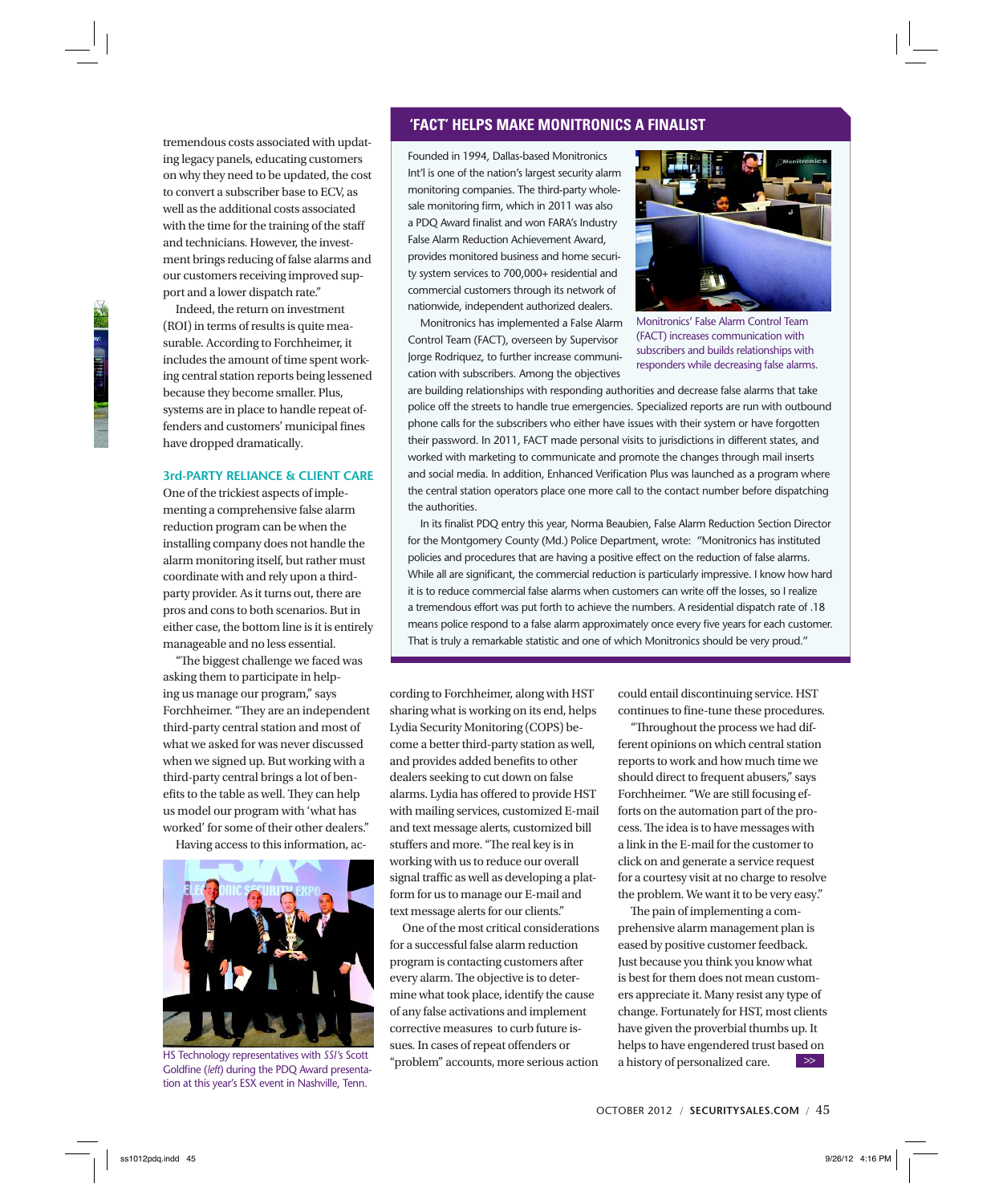tremendous costs associated with updating legacy panels, educating customers on why they need to be updated, the cost to convert a subscriber base to ECV, as well as the additional costs associated with the time for the training of the staff and technicians. However, the investment brings reducing of false alarms and our customers receiving improved support and a lower dispatch rate."

Indeed, the return on investment (ROI) in terms of results is quite measurable. According to Forchheimer, it includes the amount of time spent working central station reports being lessened because they become smaller. Plus, systems are in place to handle repeat offenders and customers' municipal fines have dropped dramatically.

### 3rd-PARTY RELIANCE & CLIENT CARE

One of the trickiest aspects of implementing a comprehensive false alarm reduction program can be when the installing company does not handle the alarm monitoring itself, but rather must coordinate with and rely upon a third-party provider. As it turns out, there are pros and cons to both scenarios. But in either case, the bottom line is it is entirely manageable and no less essential.

"The biggest challenge we faced was asking them to participate in helping us manage our program," says Forchheimer. "They are an independent third-party central station and most of what we asked for was never discussed when we signed up. But working with a third-party central brings a lot of benefits to the table as well. They can help us model our program with 'what has worked' for some of their other dealers."

Having access to this information, according to Forchheimer, along with HST sharing what is working on its end, helps Lydia Security Monitoring (COPS) become a better third-party station as well, and provides added benefits to other dealers seeking to cut down on false alarms. Lydia has offered to provide HST with mailing services, customized E-mail and text message alerts, customized bill stuffers and more. "The real key is in working with us to reduce our overall signal traffic as well as developing a platform for us to manage our E-mail and text message alerts for our clients."

One of the most critical considerations for a successful false alarm reduction program is contacting customers after every alarm. The objective is to determine what took place, identify the cause of any false activations and implement corrective measures to curb future issues. In cases of repeat offenders or "problem" accounts, more serious action could entail discontinuing service. HST continues to fine-tune these procedures.

"Throughout the process we had different opinions on which central station reports to work and how much time we should direct to frequent abusers," says Forchheimer. "We are still focusing efforts on the automation part of the process. The idea is to have messages with a link in the E-mail for the customer to click on and generate a service request for a courtesy visit at no charge to resolve the problem. We want it to be very easy."

The pain of implementing a comprehensive alarm management plan is eased by positive customer feedback. Just because you think you know what is best for them does not mean customers appreciate it. Many resist any type of change. Fortunately for HST, most clients have given the proverbial thumbs up. It helps to have engendered trust based on a history of personalized care. >>

HS Technology representatives with *SSI's* Scott Goldfine (*left*) during the PDQ Award presentation at this year's ESX event in Nashville, Tenn.

## 'FACT' HELPS MAKE MONITRONICS A FINALIST

Founded in 1994, Dallas-based Monitronics Int'l is one of the nation's largest security alarm monitoring companies. The third-party wholesale monitoring firm, which in 2011 was also a PDQ Award finalist and won FARA's Industry False Alarm Reduction Achievement Award, provides monitored business and home security system services to 700,000+ residential and commercial customers through its network of nationwide, independent authorized dealers.

Monitronics has implemented a False Alarm Control Team (FACT), overseen by Supervisor Jorge Rodriquez, to further increase communication with subscribers. Among the objectives are building relationships with responding authorities and decrease false alarms that take police off the streets to handle true emergencies. Specialized reports are run with outbound phone calls for the subscribers who either have issues with their system or have forgotten their password. In 2011, FACT made personal visits to jurisdictions in different states, and worked with marketing to communicate and promote the changes through mail inserts and social media. In addition, Enhanced Verification Plus was launched as a program where the central station operators place one more call to the contact number before dispatching the authorities.

In its finalist PDQ entry this year, Norma Beaubien, False Alarm Reduction Section Director for the Montgomery County (Md.) Police Department, wrote: "Monitronics has instituted policies and procedures that are having a positive effect on the reduction of false alarms. While all are significant, the commercial reduction is particularly impressive. I know how hard it is to reduce commercial false alarms when customers can write off the losses, so I realize a tremendous effort was put forth to achieve the numbers. A residential dispatch rate of .18 means police respond to a false alarm approximately once every five years for each customer. That is truly a remarkable statistic and one of which Monitronics should be very proud."

Monitronics' False Alarm Control Team (FACT) increases communication with subscribers and builds relationships with responders while decreasing false alarms.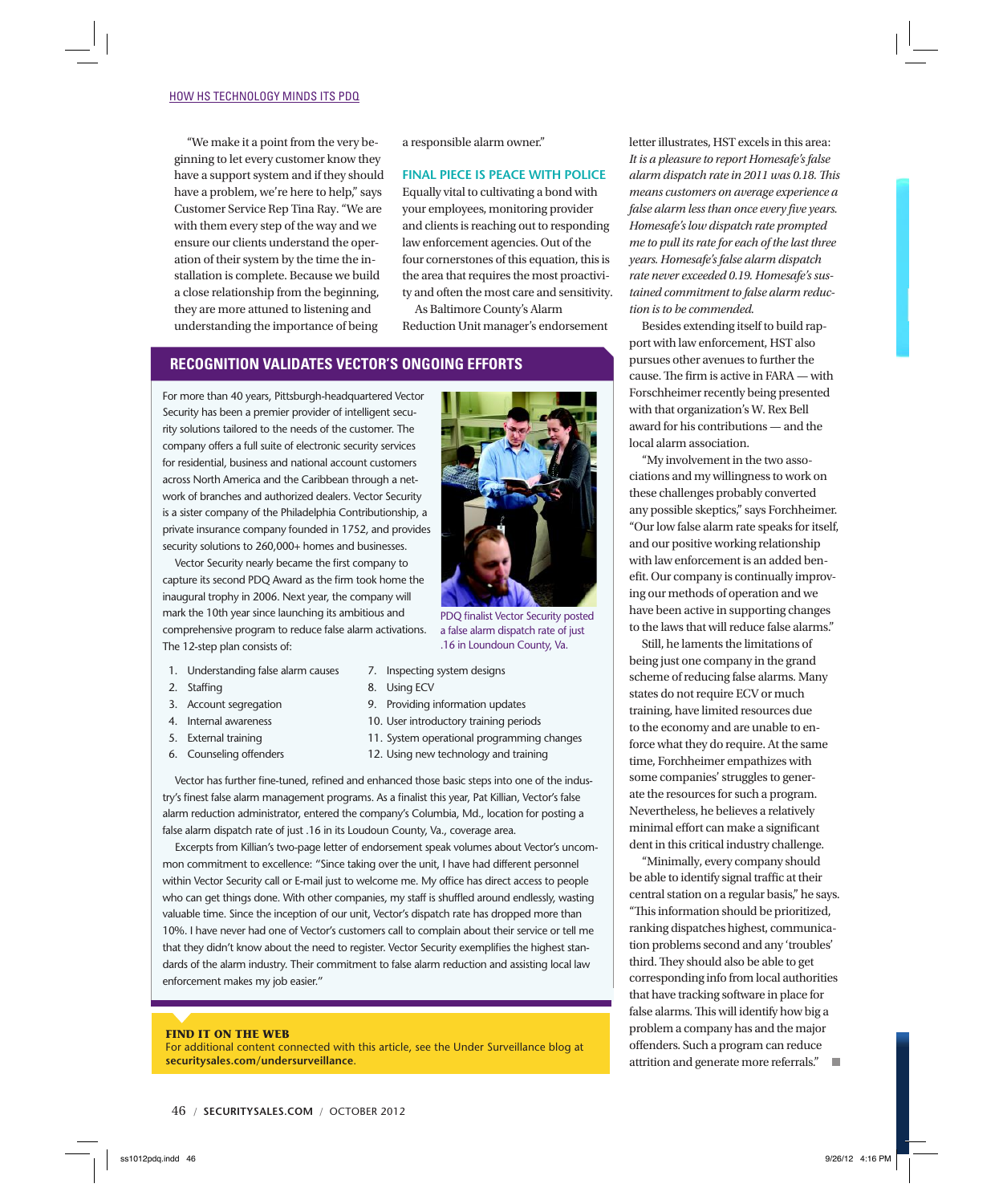"We make it a point from the very beginning to let every customer know they have a support system and if they should have a problem, we're here to help," says Customer Service Rep Tina Ray. "We are with them every step of the way and we ensure our clients understand the operation of their system by the time the installation is complete. Because we build a close relationship from the beginning, they are more attuned to listening and understanding the importance of being a responsible alarm owner."

### FINAL PIECE IS PEACE WITH POLICE

Equally vital to cultivating a bond with your employees, monitoring provider and clients is reaching out to responding law enforcement agencies. Out of the four cornerstones of this equation, this is the area that requires the most proactivity and often the most care and sensitivity.

As Baltimore County's Alarm Reduction Unit manager's endorsement letter illustrates, HST excels in this area: *It is a pleasure to report Homesafe's false alarm dispatch rate in 2011 was 0.18. This means customers on average experience a false alarm less than once every five years. Homesafe's low dispatch rate prompted me to pull its rate for each of the last three years. Homesafe's false alarm dispatch rate never exceeded 0.19. Homesafe's sustained commitment to false alarm reduction is to be commended.*

Besides extending itself to build rapport with law enforcement, HST also pursues other avenues to further the cause. The firm is active in FARA — with Forschheimer recently being presented with that organization's W. Rex Bell award for his contributions — and the local alarm association.

"My involvement in the two associations and my willingness to work on these challenges probably converted any possible skeptics," says Forchheimer. "Our low false alarm rate speaks for itself, and our positive working relationship with law enforcement is an added benefit. Our company is continually improving our methods of operation and we have been active in supporting changes to the laws that will reduce false alarms."

Still, he laments the limitations of being just one company in the grand scheme of reducing false alarms. Many states do not require ECV or much training, have limited resources due to the economy and are unable to enforce what they do require. At the same time, Forchheimer empathizes with some companies' struggles to generate the resources for such a program. Nevertheless, he believes a relatively minimal effort can make a significant dent in this critical industry challenge.

"Minimally, every company should be able to identify signal traffic at their central station on a regular basis," he says. "This information should be prioritized, ranking dispatches highest, communication problems second and any 'troubles' third. They should also be able to get corresponding info from local authorities that have tracking software in place for false alarms. This will identify how big a problem a company has and the major offenders. Such a program can reduce attrition and generate more referrals."

## RECOGNITION VALIDATES VECTOR'S ONGOING EFFORTS

For more than 40 years, Pittsburgh-headquartered Vector Security has been a premier provider of intelligent security solutions tailored to the needs of the customer. The company offers a full suite of electronic security services for residential, business and national account customers across North America and the Caribbean through a network of branches and authorized dealers. Vector Security is a sister company of the Philadelphia Contributionship, a private insurance company founded in 1752, and provides security solutions to 260,000+ homes and businesses.

Vector Security nearly became the first company to capture its second PDQ Award as the firm took home the inaugural trophy in 2006. Next year, the company will mark the 10th year since launching its ambitious and comprehensive program to reduce false alarm activations. The 12-step plan consists of:

PDQ finalist Vector Security posted a false alarm dispatch rate of just .16 in Loundoun County, Va.

1. Understanding false alarm causes
2. Staffing
3. Account segregation
4. Internal awareness
5. External training
6. Counseling offenders
7. Inspecting system designs
8. Using ECV
9. Providing information updates
10. User introductory training periods
11. System operational programming changes
12. Using new technology and training

Vector has further fine-tuned, refined and enhanced those basic steps into one of the industry's finest false alarm management programs. As a finalist this year, Pat Killian, Vector's false alarm reduction administrator, entered the company's Columbia, Md., location for posting a false alarm dispatch rate of just .16 in its Loudoun County, Va., coverage area.

Excerpts from Killian's two-page letter of endorsement speak volumes about Vector's uncommon commitment to excellence: "Since taking over the unit, I have had different personnel within Vector Security call or E-mail just to welcome me. My office has direct access to people who can get things done. With other companies, my staff is shuffled around endlessly, wasting valuable time. Since the inception of our unit, Vector's dispatch rate has dropped more than 10%. I have never had one of Vector's customers call to complain about their service or tell me that they didn't know about the need to register. Vector Security exemplifies the highest standards of the alarm industry. Their commitment to false alarm reduction and assisting local law enforcement makes my job easier."

**FIND IT ON THE WEB**
For additional content connected with this article, see the Under Surveillance blog at **securitysales.com/undersurveillance**.